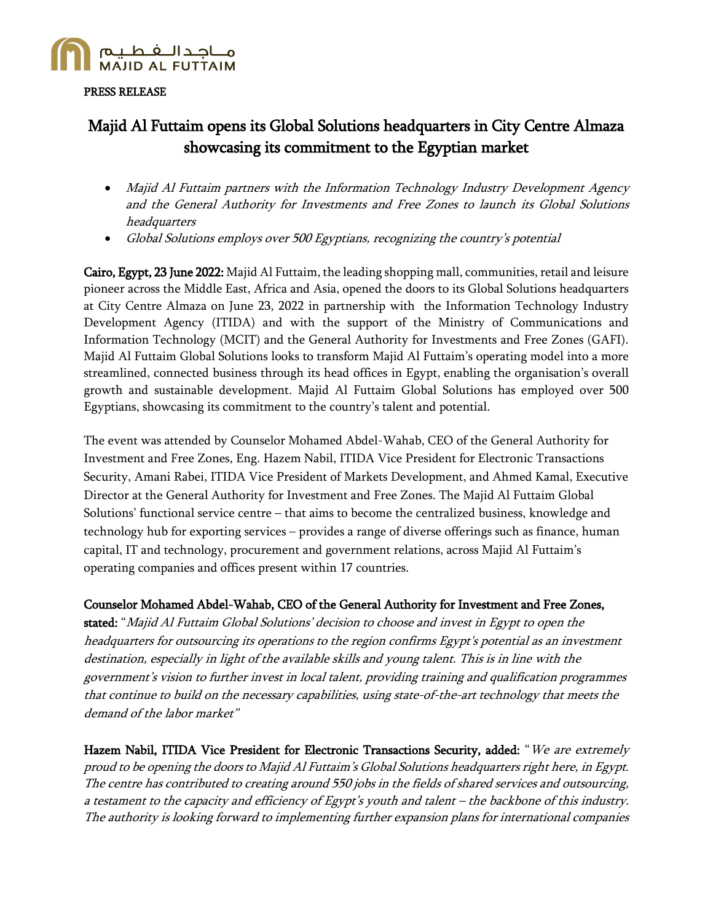PRESS RELEASE

# Majid Al Futtaim opens its Global Solutions headquarters in City Centre Almaza showcasing its commitment to the Egyptian market

- *Majid Al Futtaim partners with the Information Technology Industry Development Agency and the General Authority for Investments and Free Zones to launch its Global Solutions headquarters*
- *Global Solutions employs over 500 Egyptians, recognizing the country's potential*

**Cairo, Egypt, 23 June 2022:** Majid Al Futtaim, the leading shopping mall, communities, retail and leisure pioneer across the Middle East, Africa and Asia, opened the doors to its Global Solutions headquarters at City Centre Almaza on June 23, 2022 in partnership with the Information Technology Industry Development Agency (ITIDA) and with the support of the Ministry of Communications and Information Technology (MCIT) and the General Authority for Investments and Free Zones (GAFI). Majid Al Futtaim Global Solutions looks to transform Majid Al Futtaim's operating model into a more streamlined, connected business through its head offices in Egypt, enabling the organisation's overall growth and sustainable development. Majid Al Futtaim Global Solutions has employed over 500 Egyptians, showcasing its commitment to the country's talent and potential.

The event was attended by Counselor Mohamed Abdel-Wahab, CEO of the General Authority for Investment and Free Zones, Eng. Hazem Nabil, ITIDA Vice President for Electronic Transactions Security, Amani Rabei, ITIDA Vice President of Markets Development, and Ahmed Kamal, Executive Director at the General Authority for Investment and Free Zones. The Majid Al Futtaim Global Solutions' functional service centre – that aims to become the centralized business, knowledge and technology hub for exporting services – provides a range of diverse offerings such as finance, human capital, IT and technology, procurement and government relations, across Majid Al Futtaim's operating companies and offices present within 17 countries.

**Counselor Mohamed Abdel-Wahab, CEO of the General Authority for Investment and Free Zones, stated:** "*Majid Al Futtaim Global Solutions' decision to choose and invest in Egypt to open the headquarters for outsourcing its operations to the region confirms Egypt's potential as an investment destination, especially in light of the available skills and young talent. This is in line with the government's vision to further invest in local talent, providing training and qualification programmes that continue to build on the necessary capabilities, using state-of-the-art technology that meets the demand of the labor market*"

**Hazem Nabil, ITIDA Vice President for Electronic Transactions Security, added:** "*We are extremely proud to be opening the doors to Majid Al Futtaim's Global Solutions headquarters right here, in Egypt. The centre has contributed to creating around 550 jobs in the fields of shared services and outsourcing, a testament to the capacity and efficiency of Egypt's youth and talent – the backbone of this industry. The authority is looking forward to implementing further expansion plans for international companies*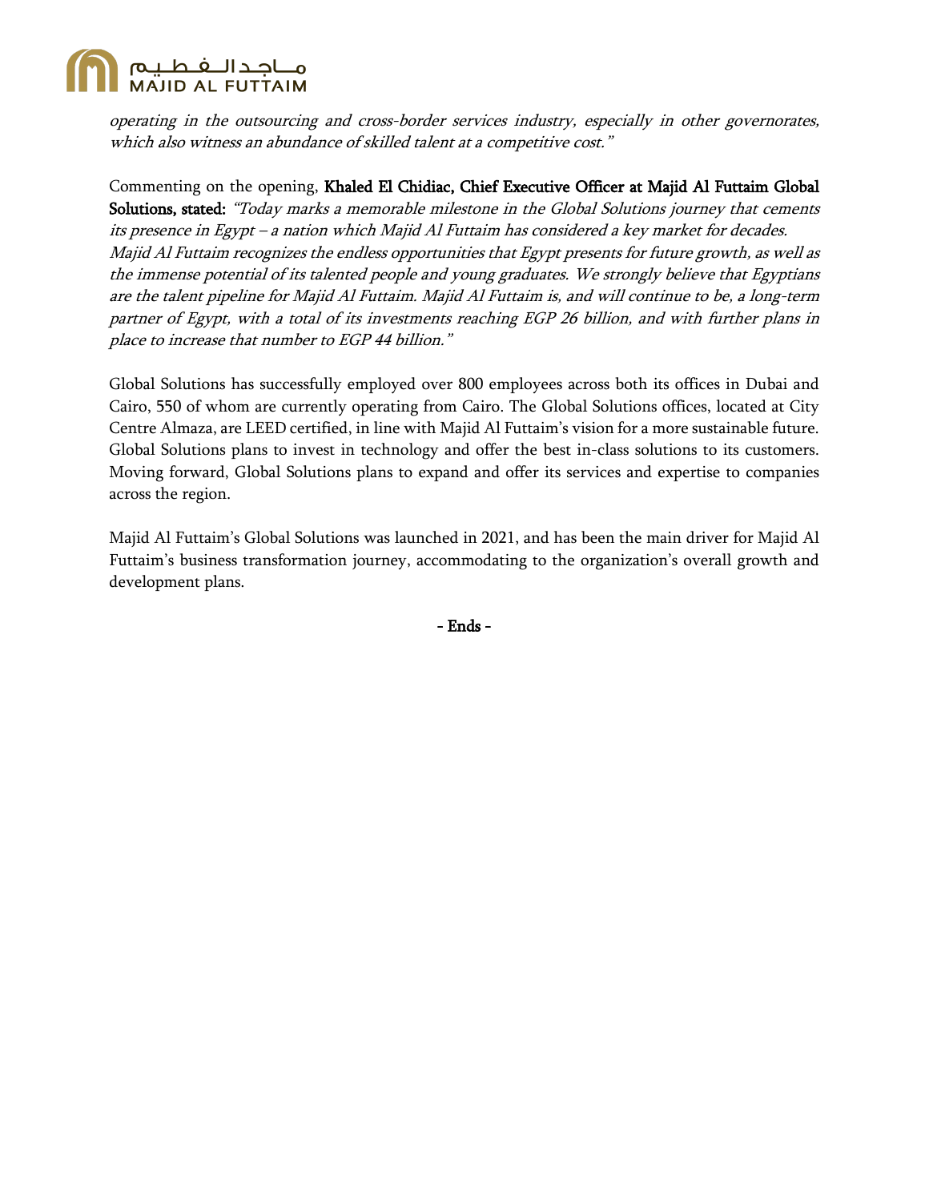*operating in the outsourcing and cross-border services industry, especially in other governorates, which also witness an abundance of skilled talent at a competitive cost."*

Commenting on the opening, **Khaled El Chidiac, Chief Executive Officer at Majid Al Futtaim Global Solutions, stated:** *"Today marks a memorable milestone in the Global Solutions journey that cements its presence in Egypt – a nation which Majid Al Futtaim has considered a key market for decades. Majid Al Futtaim recognizes the endless opportunities that Egypt presents for future growth, as well as the immense potential of its talented people and young graduates. We strongly believe that Egyptians are the talent pipeline for Majid Al Futtaim. Majid Al Futtaim is, and will continue to be, a long-term partner of Egypt, with a total of its investments reaching EGP 26 billion, and with further plans in place to increase that number to EGP 44 billion."*

Global Solutions has successfully employed over 800 employees across both its offices in Dubai and Cairo, 550 of whom are currently operating from Cairo. The Global Solutions offices, located at City Centre Almaza, are LEED certified, in line with Majid Al Futtaim's vision for a more sustainable future. Global Solutions plans to invest in technology and offer the best in-class solutions to its customers. Moving forward, Global Solutions plans to expand and offer its services and expertise to companies across the region.

Majid Al Futtaim's Global Solutions was launched in 2021, and has been the main driver for Majid Al Futtaim's business transformation journey, accommodating to the organization's overall growth and development plans.

**- Ends -**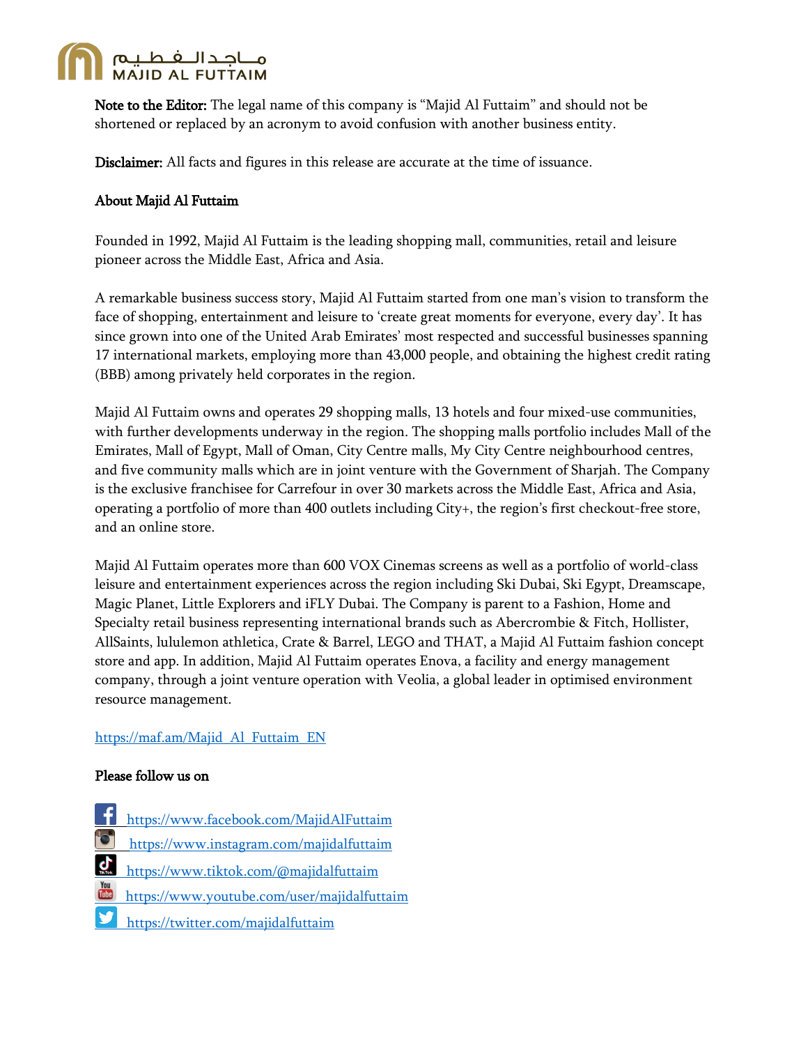**Note to the Editor:** The legal name of this company is "Majid Al Futtaim" and should not be shortened or replaced by an acronym to avoid confusion with another business entity.

**Disclaimer:** All facts and figures in this release are accurate at the time of issuance.

**About Majid Al Futtaim**

Founded in 1992, Majid Al Futtaim is the leading shopping mall, communities, retail and leisure pioneer across the Middle East, Africa and Asia.

A remarkable business success story, Majid Al Futtaim started from one man's vision to transform the face of shopping, entertainment and leisure to 'create great moments for everyone, every day'. It has since grown into one of the United Arab Emirates' most respected and successful businesses spanning 17 international markets, employing more than 43,000 people, and obtaining the highest credit rating (BBB) among privately held corporates in the region.

Majid Al Futtaim owns and operates 29 shopping malls, 13 hotels and four mixed-use communities, with further developments underway in the region. The shopping malls portfolio includes Mall of the Emirates, Mall of Egypt, Mall of Oman, City Centre malls, My City Centre neighbourhood centres, and five community malls which are in joint venture with the Government of Sharjah. The Company is the exclusive franchisee for Carrefour in over 30 markets across the Middle East, Africa and Asia, operating a portfolio of more than 400 outlets including City+, the region's first checkout-free store, and an online store.

Majid Al Futtaim operates more than 600 VOX Cinemas screens as well as a portfolio of world-class leisure and entertainment experiences across the region including Ski Dubai, Ski Egypt, Dreamscape, Magic Planet, Little Explorers and iFLY Dubai. The Company is parent to a Fashion, Home and Specialty retail business representing international brands such as Abercrombie & Fitch, Hollister, AllSaints, lululemon athletica, Crate & Barrel, LEGO and THAT, a Majid Al Futtaim fashion concept store and app. In addition, Majid Al Futtaim operates Enova, a facility and energy management company, through a joint venture operation with Veolia, a global leader in optimised environment resource management.

https://maf.am/Majid_Al_Futtaim_EN

**Please follow us on**

- https://www.facebook.com/MajidAlFuttaim
- https://www.instagram.com/majidalfuttaim
- https://www.tiktok.com/@majidalfuttaim
- https://www.youtube.com/user/majidalfuttaim
- https://twitter.com/majidalfuttaim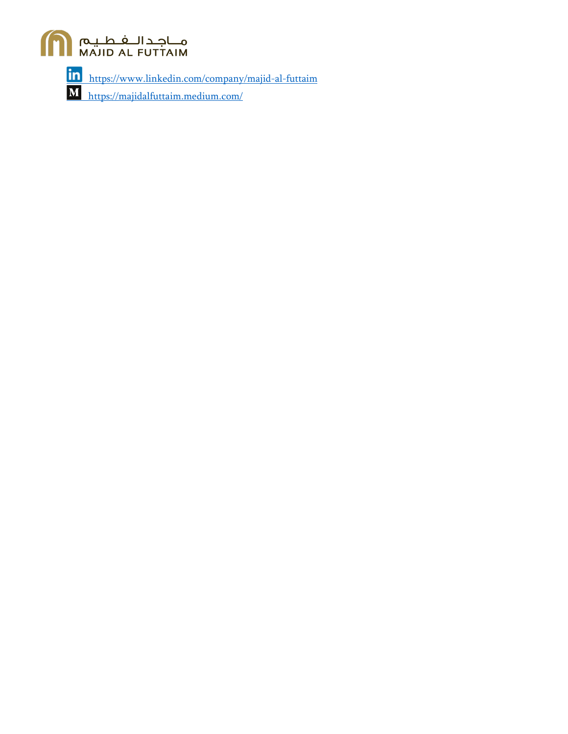https://www.linkedin.com/company/majid-al-futtaim

https://majidalfuttaim.medium.com/